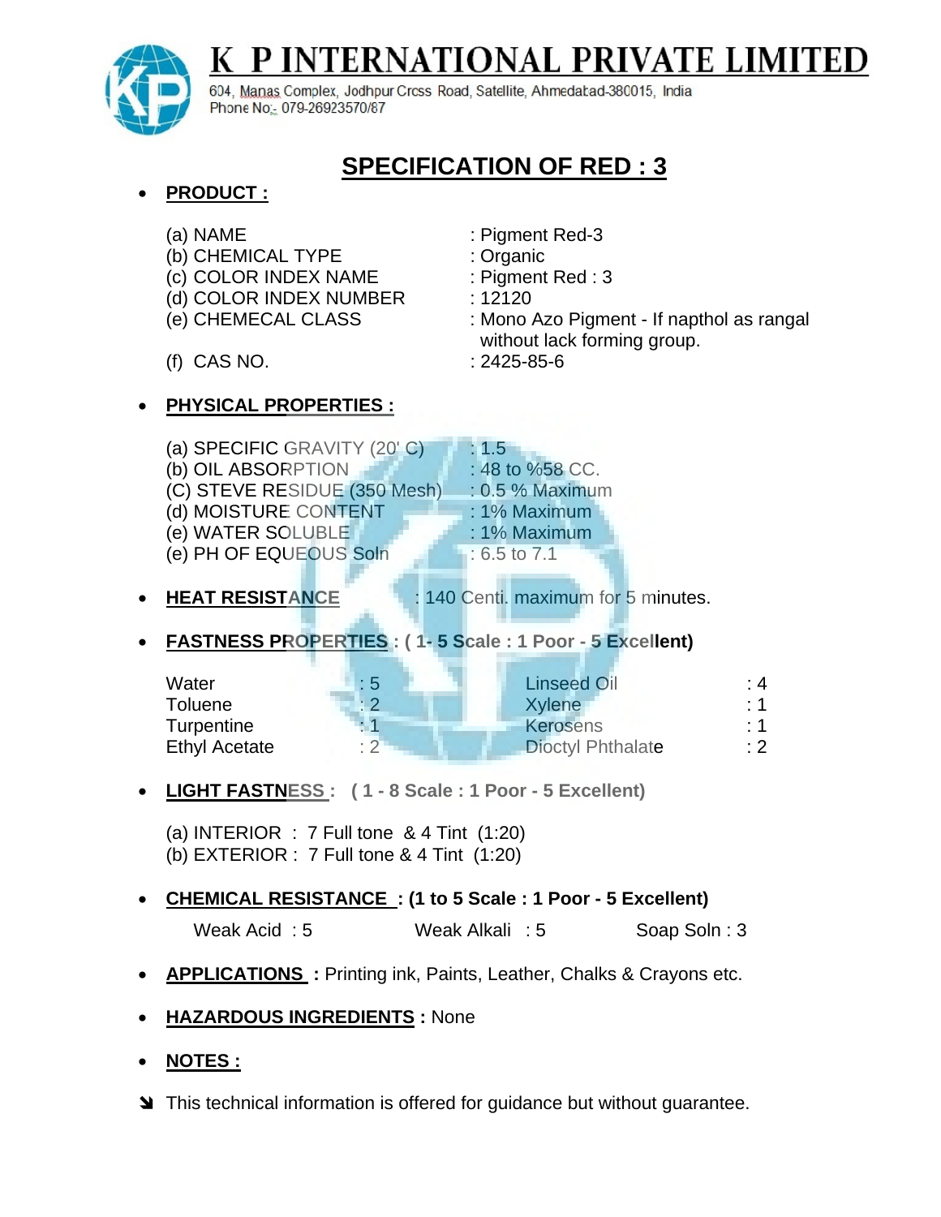# K P INTERNATIONAL PRIVATE LIMITED

604, Manas Complex, Jodhpur Crcss Road, Satellite, Ahmedabad-380015, India
Phone No:- 079-26923570/87

## SPECIFICATION OF RED : 3

- **PRODUCT :**

| | |
|---|---|
| (a) NAME | : Pigment Red-3 |
| (b) CHEMICAL TYPE | : Organic |
| (c) COLOR INDEX NAME | : Pigment Red : 3 |
| (d) COLOR INDEX NUMBER | : 12120 |
| (e) CHEMECAL CLASS | : Mono Azo Pigment - If napthol as rangal without lack forming group. |
| (f) CAS NO. | : 2425-85-6 |

- **PHYSICAL PROPERTIES :**

| | |
|---|---|
| (a) SPECIFIC GRAVITY (20' C) | : 1.5 |
| (b) OIL ABSORPTION | : 48 to %58 CC. |
| (C) STEVE RESIDUE (350 Mesh) | : 0.5 % Maximum |
| (d) MOISTURE CONTENT | : 1% Maximum |
| (e) WATER SOLUBLE | : 1% Maximum |
| (e) PH OF EQUEOUS Soln | : 6.5 to 7.1 |

- **HEAT RESISTANCE** : 140 Centi. maximum for 5 minutes.

- **FASTNESS PROPERTIES : ( 1- 5 Scale : 1 Poor - 5 Excellent)**

| | | | |
|---|---|---|---|
| Water | : 5 | Linseed Oil | : 4 |
| Toluene | : 2 | Xylene | : 1 |
| Turpentine | : 1 | Kerosens | : 1 |
| Ethyl Acetate | : 2 | Dioctyl Phthalate | : 2 |

- **LIGHT FASTNESS : ( 1 - 8 Scale : 1 Poor - 5 Excellent)**

  (a) INTERIOR : 7 Full tone & 4 Tint (1:20)
  (b) EXTERIOR : 7 Full tone & 4 Tint (1:20)

- **CHEMICAL RESISTANCE : (1 to 5 Scale : 1 Poor - 5 Excellent)**

  Weak Acid : 5 Weak Alkali : 5 Soap Soln : 3

- **APPLICATIONS :** Printing ink, Paints, Leather, Chalks & Crayons etc.

- **HAZARDOUS INGREDIENTS :** None

- **NOTES :**

➘ This technical information is offered for guidance but without guarantee.